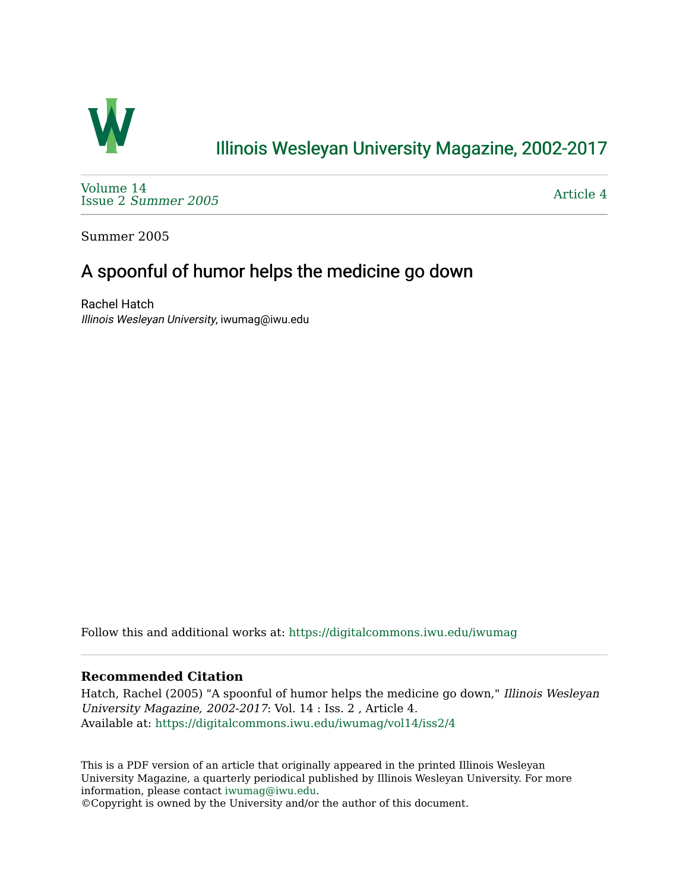# Illinois Wesleyan University Magazine, 2002-2017

Volume 14
Issue 2 *Summer 2005*

Article 4

Summer 2005

## A spoonful of humor helps the medicine go down

Rachel Hatch
*Illinois Wesleyan University*, iwumag@iwu.edu

Follow this and additional works at: https://digitalcommons.iwu.edu/iwumag

### Recommended Citation

Hatch, Rachel (2005) "A spoonful of humor helps the medicine go down," *Illinois Wesleyan University Magazine, 2002-2017*: Vol. 14 : Iss. 2 , Article 4.
Available at: https://digitalcommons.iwu.edu/iwumag/vol14/iss2/4

This is a PDF version of an article that originally appeared in the printed Illinois Wesleyan University Magazine, a quarterly periodical published by Illinois Wesleyan University. For more information, please contact iwumag@iwu.edu.
©Copyright is owned by the University and/or the author of this document.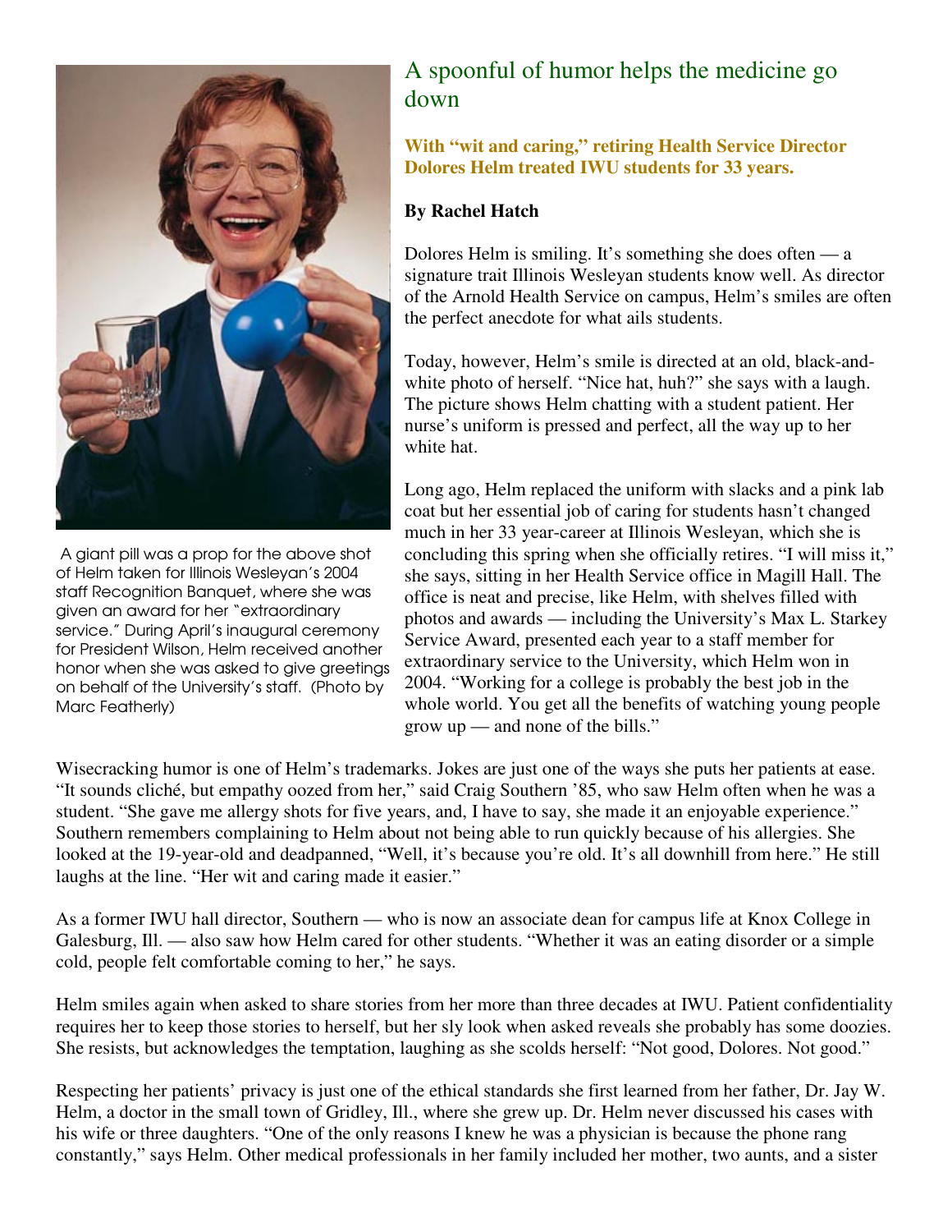# A spoonful of humor helps the medicine go down

**With "wit and caring," retiring Health Service Director Dolores Helm treated IWU students for 33 years.**

**By Rachel Hatch**

A giant pill was a prop for the above shot of Helm taken for Illinois Wesleyan's 2004 staff Recognition Banquet, where she was given an award for her "extraordinary service." During April's inaugural ceremony for President Wilson, Helm received another honor when she was asked to give greetings on behalf of the University's staff. (Photo by Marc Featherly)

Dolores Helm is smiling. It's something she does often — a signature trait Illinois Wesleyan students know well. As director of the Arnold Health Service on campus, Helm's smiles are often the perfect anecdote for what ails students.

Today, however, Helm's smile is directed at an old, black-and-white photo of herself. "Nice hat, huh?" she says with a laugh. The picture shows Helm chatting with a student patient. Her nurse's uniform is pressed and perfect, all the way up to her white hat.

Long ago, Helm replaced the uniform with slacks and a pink lab coat but her essential job of caring for students hasn't changed much in her 33 year-career at Illinois Wesleyan, which she is concluding this spring when she officially retires. "I will miss it," she says, sitting in her Health Service office in Magill Hall. The office is neat and precise, like Helm, with shelves filled with photos and awards — including the University's Max L. Starkey Service Award, presented each year to a staff member for extraordinary service to the University, which Helm won in 2004. "Working for a college is probably the best job in the whole world. You get all the benefits of watching young people grow up — and none of the bills."

Wisecracking humor is one of Helm's trademarks. Jokes are just one of the ways she puts her patients at ease. "It sounds cliché, but empathy oozed from her," said Craig Southern '85, who saw Helm often when he was a student. "She gave me allergy shots for five years, and, I have to say, she made it an enjoyable experience." Southern remembers complaining to Helm about not being able to run quickly because of his allergies. She looked at the 19-year-old and deadpanned, "Well, it's because you're old. It's all downhill from here." He still laughs at the line. "Her wit and caring made it easier."

As a former IWU hall director, Southern — who is now an associate dean for campus life at Knox College in Galesburg, Ill. — also saw how Helm cared for other students. "Whether it was an eating disorder or a simple cold, people felt comfortable coming to her," he says.

Helm smiles again when asked to share stories from her more than three decades at IWU. Patient confidentiality requires her to keep those stories to herself, but her sly look when asked reveals she probably has some doozies. She resists, but acknowledges the temptation, laughing as she scolds herself: "Not good, Dolores. Not good."

Respecting her patients' privacy is just one of the ethical standards she first learned from her father, Dr. Jay W. Helm, a doctor in the small town of Gridley, Ill., where she grew up. Dr. Helm never discussed his cases with his wife or three daughters. "One of the only reasons I knew he was a physician is because the phone rang constantly," says Helm. Other medical professionals in her family included her mother, two aunts, and a sister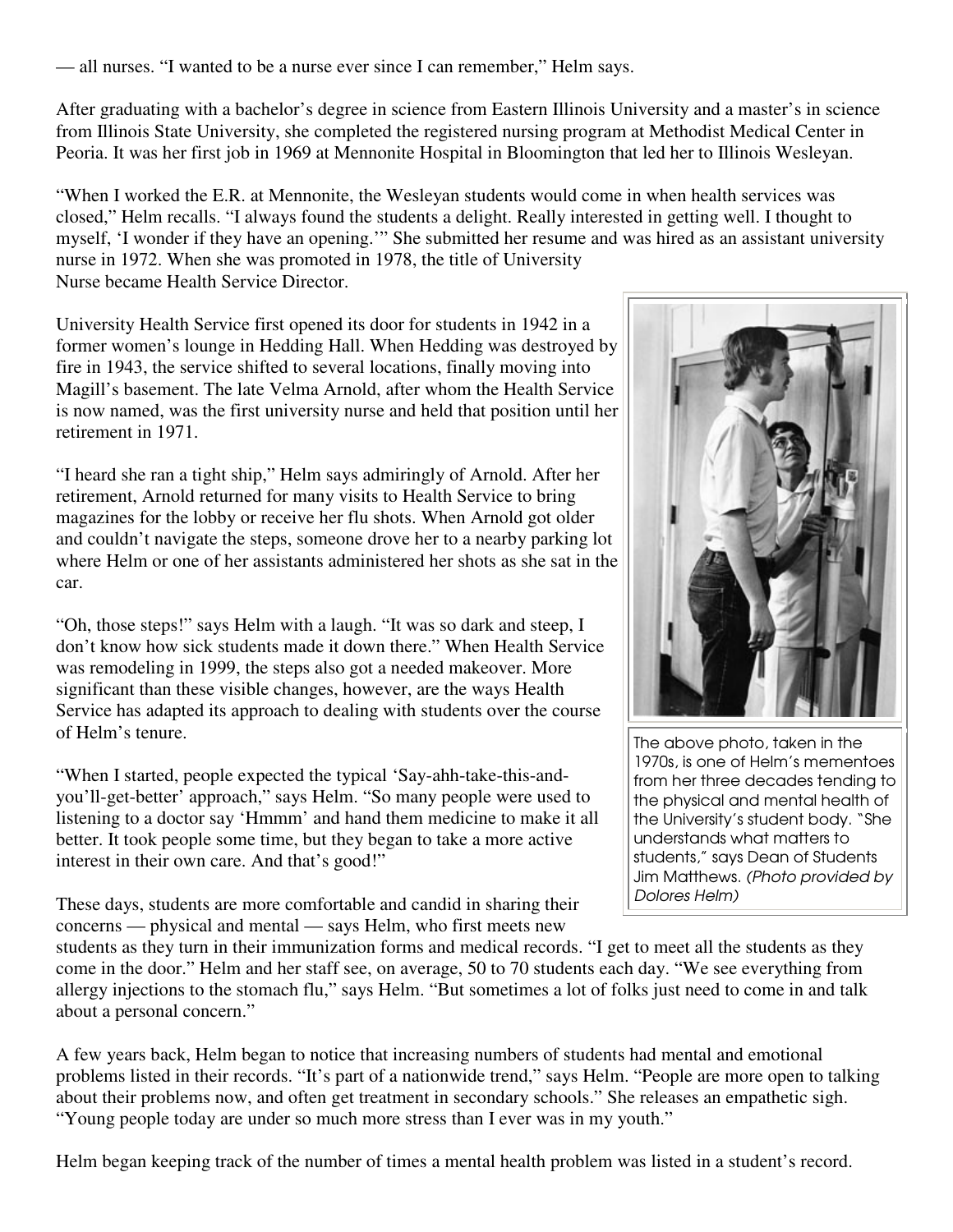— all nurses. "I wanted to be a nurse ever since I can remember," Helm says.

After graduating with a bachelor's degree in science from Eastern Illinois University and a master's in science from Illinois State University, she completed the registered nursing program at Methodist Medical Center in Peoria. It was her first job in 1969 at Mennonite Hospital in Bloomington that led her to Illinois Wesleyan.

"When I worked the E.R. at Mennonite, the Wesleyan students would come in when health services was closed," Helm recalls. "I always found the students a delight. Really interested in getting well. I thought to myself, 'I wonder if they have an opening.'" She submitted her resume and was hired as an assistant university nurse in 1972. When she was promoted in 1978, the title of University Nurse became Health Service Director.

University Health Service first opened its door for students in 1942 in a former women's lounge in Hedding Hall. When Hedding was destroyed by fire in 1943, the service shifted to several locations, finally moving into Magill's basement. The late Velma Arnold, after whom the Health Service is now named, was the first university nurse and held that position until her retirement in 1971.

"I heard she ran a tight ship," Helm says admiringly of Arnold. After her retirement, Arnold returned for many visits to Health Service to bring magazines for the lobby or receive her flu shots. When Arnold got older and couldn't navigate the steps, someone drove her to a nearby parking lot where Helm or one of her assistants administered her shots as she sat in the car.

"Oh, those steps!" says Helm with a laugh. "It was so dark and steep, I don't know how sick students made it down there." When Health Service was remodeling in 1999, the steps also got a needed makeover. More significant than these visible changes, however, are the ways Health Service has adapted its approach to dealing with students over the course of Helm's tenure.

"When I started, people expected the typical 'Say-ahh-take-this-and-you'll-get-better' approach," says Helm. "So many people were used to listening to a doctor say 'Hmmm' and hand them medicine to make it all better. It took people some time, but they began to take a more active interest in their own care. And that's good!"

The above photo, taken in the 1970s, is one of Helm's mementoes from her three decades tending to the physical and mental health of the University's student body. "She understands what matters to students," says Dean of Students Jim Matthews. *(Photo provided by Dolores Helm)*

These days, students are more comfortable and candid in sharing their concerns — physical and mental — says Helm, who first meets new students as they turn in their immunization forms and medical records. "I get to meet all the students as they come in the door." Helm and her staff see, on average, 50 to 70 students each day. "We see everything from allergy injections to the stomach flu," says Helm. "But sometimes a lot of folks just need to come in and talk about a personal concern."

A few years back, Helm began to notice that increasing numbers of students had mental and emotional problems listed in their records. "It's part of a nationwide trend," says Helm. "People are more open to talking about their problems now, and often get treatment in secondary schools." She releases an empathetic sigh. "Young people today are under so much more stress than I ever was in my youth."

Helm began keeping track of the number of times a mental health problem was listed in a student's record.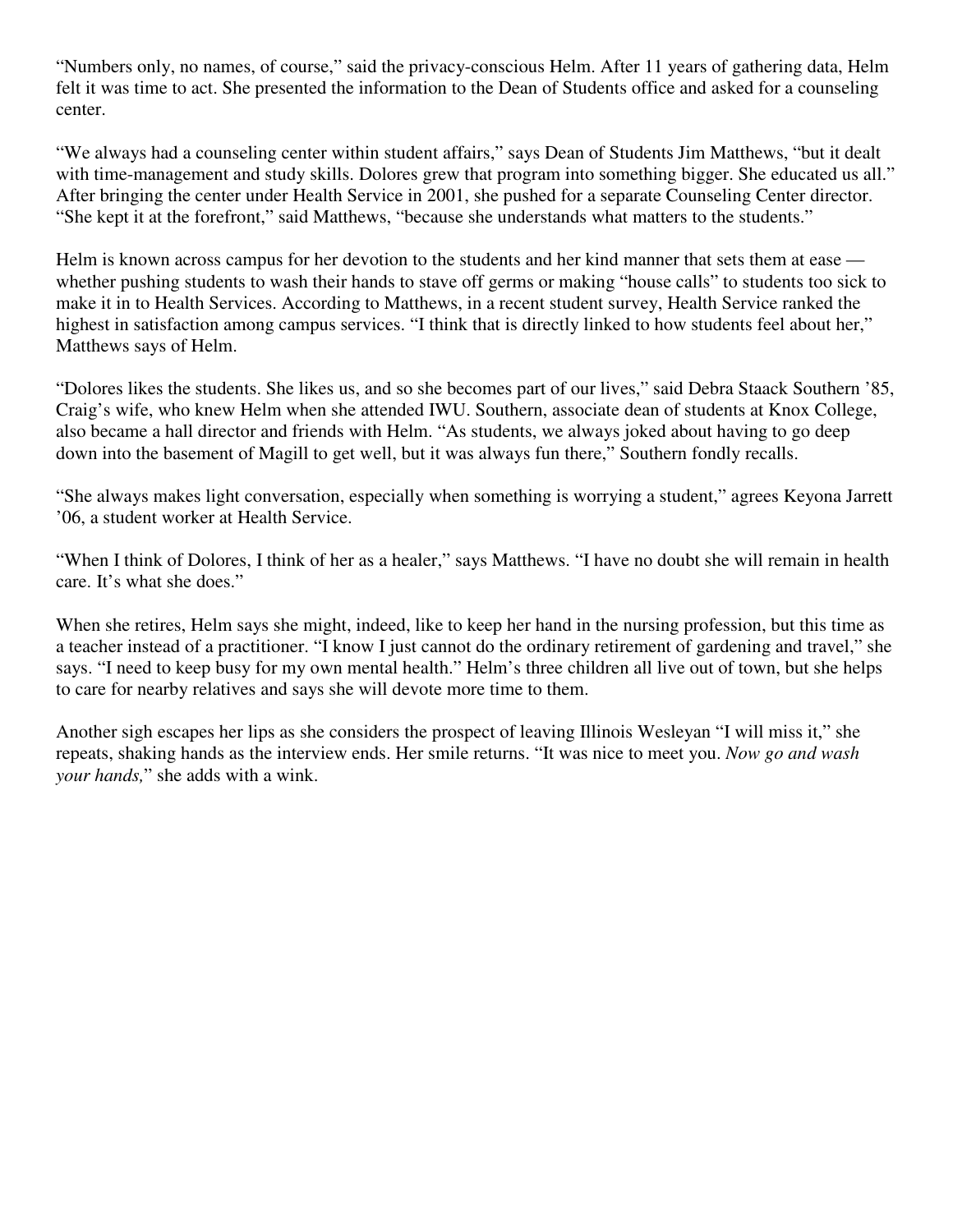"Numbers only, no names, of course," said the privacy-conscious Helm. After 11 years of gathering data, Helm felt it was time to act. She presented the information to the Dean of Students office and asked for a counseling center.

"We always had a counseling center within student affairs," says Dean of Students Jim Matthews, "but it dealt with time-management and study skills. Dolores grew that program into something bigger. She educated us all." After bringing the center under Health Service in 2001, she pushed for a separate Counseling Center director. "She kept it at the forefront," said Matthews, "because she understands what matters to the students."

Helm is known across campus for her devotion to the students and her kind manner that sets them at ease — whether pushing students to wash their hands to stave off germs or making "house calls" to students too sick to make it in to Health Services. According to Matthews, in a recent student survey, Health Service ranked the highest in satisfaction among campus services. "I think that is directly linked to how students feel about her," Matthews says of Helm.

"Dolores likes the students. She likes us, and so she becomes part of our lives," said Debra Staack Southern '85, Craig's wife, who knew Helm when she attended IWU. Southern, associate dean of students at Knox College, also became a hall director and friends with Helm. "As students, we always joked about having to go deep down into the basement of Magill to get well, but it was always fun there," Southern fondly recalls.

"She always makes light conversation, especially when something is worrying a student," agrees Keyona Jarrett '06, a student worker at Health Service.

"When I think of Dolores, I think of her as a healer," says Matthews. "I have no doubt she will remain in health care. It's what she does."

When she retires, Helm says she might, indeed, like to keep her hand in the nursing profession, but this time as a teacher instead of a practitioner. "I know I just cannot do the ordinary retirement of gardening and travel," she says. "I need to keep busy for my own mental health." Helm's three children all live out of town, but she helps to care for nearby relatives and says she will devote more time to them.

Another sigh escapes her lips as she considers the prospect of leaving Illinois Wesleyan "I will miss it," she repeats, shaking hands as the interview ends. Her smile returns. "It was nice to meet you. *Now go and wash your hands,*" she adds with a wink.